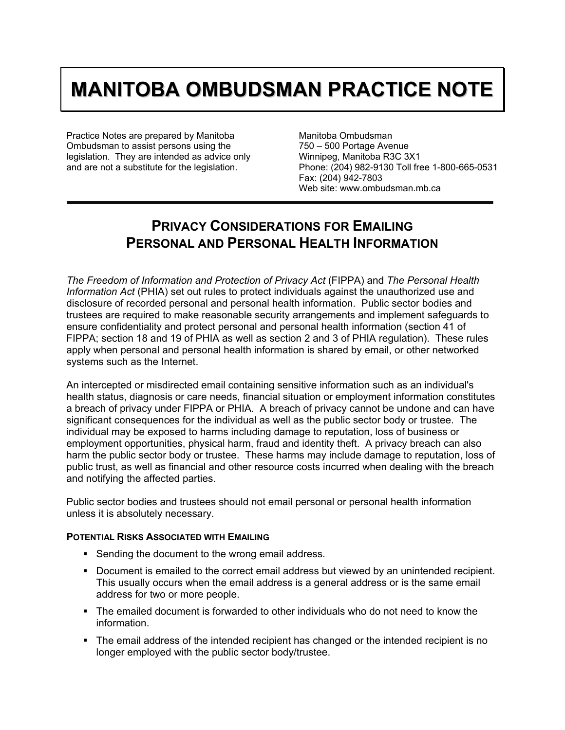# MANITOBA OMBUDSMAN PRACTICE NOTE

Practice Notes are prepared by Manitoba Ombudsman to assist persons using the legislation. They are intended as advice only and are not a substitute for the legislation.

Manitoba Ombudsman
750 – 500 Portage Avenue
Winnipeg, Manitoba R3C 3X1
Phone: (204) 982-9130 Toll free 1-800-665-0531
Fax: (204) 942-7803
Web site: www.ombudsman.mb.ca

## PRIVACY CONSIDERATIONS FOR EMAILING PERSONAL AND PERSONAL HEALTH INFORMATION

*The Freedom of Information and Protection of Privacy Act* (FIPPA) and *The Personal Health Information Act* (PHIA) set out rules to protect individuals against the unauthorized use and disclosure of recorded personal and personal health information. Public sector bodies and trustees are required to make reasonable security arrangements and implement safeguards to ensure confidentiality and protect personal and personal health information (section 41 of FIPPA; section 18 and 19 of PHIA as well as section 2 and 3 of PHIA regulation). These rules apply when personal and personal health information is shared by email, or other networked systems such as the Internet.

An intercepted or misdirected email containing sensitive information such as an individual's health status, diagnosis or care needs, financial situation or employment information constitutes a breach of privacy under FIPPA or PHIA. A breach of privacy cannot be undone and can have significant consequences for the individual as well as the public sector body or trustee. The individual may be exposed to harms including damage to reputation, loss of business or employment opportunities, physical harm, fraud and identity theft. A privacy breach can also harm the public sector body or trustee. These harms may include damage to reputation, loss of public trust, as well as financial and other resource costs incurred when dealing with the breach and notifying the affected parties.

Public sector bodies and trustees should not email personal or personal health information unless it is absolutely necessary.

### POTENTIAL RISKS ASSOCIATED WITH EMAILING

- Sending the document to the wrong email address.
- Document is emailed to the correct email address but viewed by an unintended recipient. This usually occurs when the email address is a general address or is the same email address for two or more people.
- The emailed document is forwarded to other individuals who do not need to know the information.
- The email address of the intended recipient has changed or the intended recipient is no longer employed with the public sector body/trustee.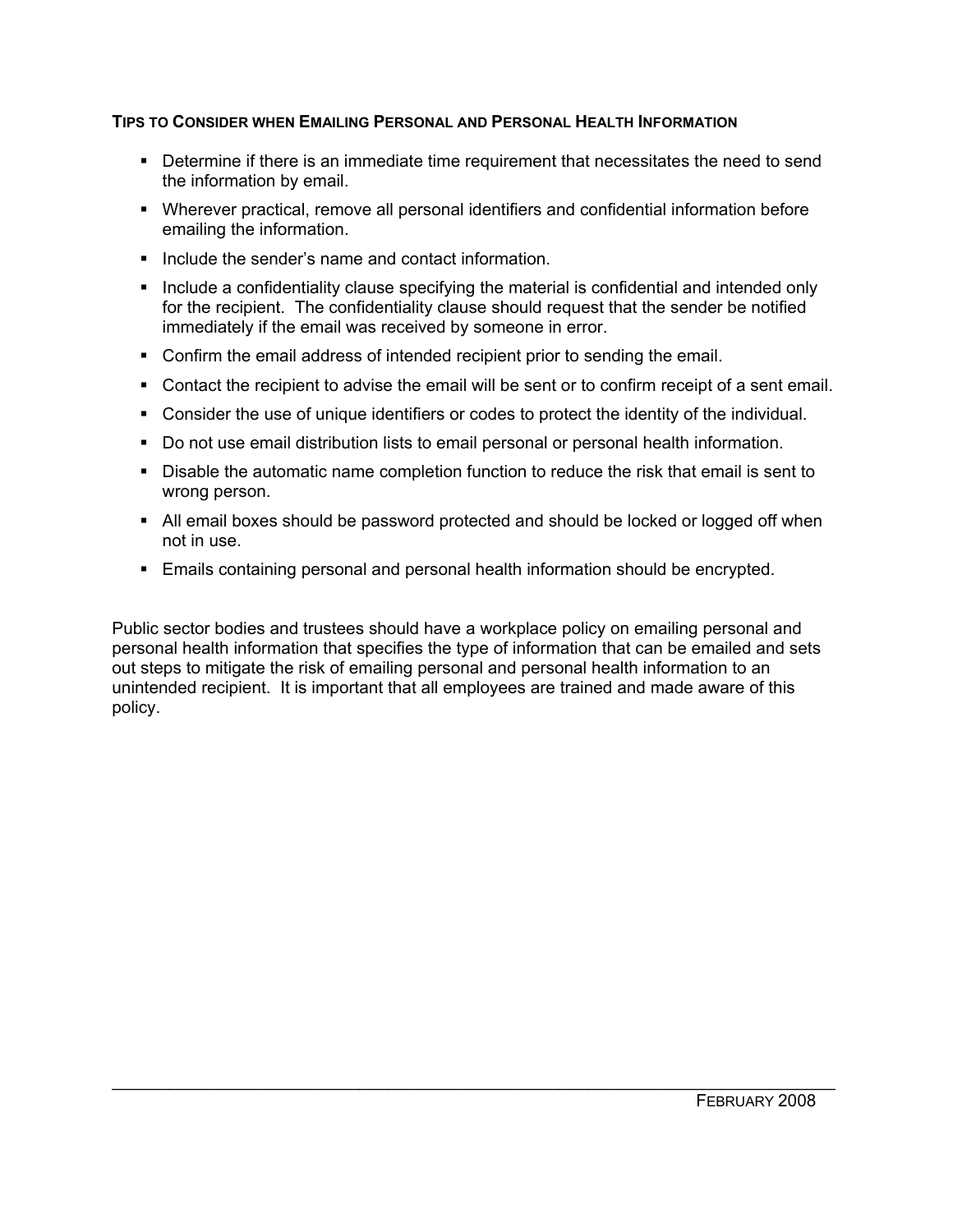### TIPS TO CONSIDER WHEN EMAILING PERSONAL AND PERSONAL HEALTH INFORMATION

- Determine if there is an immediate time requirement that necessitates the need to send the information by email.
- Wherever practical, remove all personal identifiers and confidential information before emailing the information.
- Include the sender's name and contact information.
- Include a confidentiality clause specifying the material is confidential and intended only for the recipient. The confidentiality clause should request that the sender be notified immediately if the email was received by someone in error.
- Confirm the email address of intended recipient prior to sending the email.
- Contact the recipient to advise the email will be sent or to confirm receipt of a sent email.
- Consider the use of unique identifiers or codes to protect the identity of the individual.
- Do not use email distribution lists to email personal or personal health information.
- Disable the automatic name completion function to reduce the risk that email is sent to wrong person.
- All email boxes should be password protected and should be locked or logged off when not in use.
- Emails containing personal and personal health information should be encrypted.

Public sector bodies and trustees should have a workplace policy on emailing personal and personal health information that specifies the type of information that can be emailed and sets out steps to mitigate the risk of emailing personal and personal health information to an unintended recipient. It is important that all employees are trained and made aware of this policy.